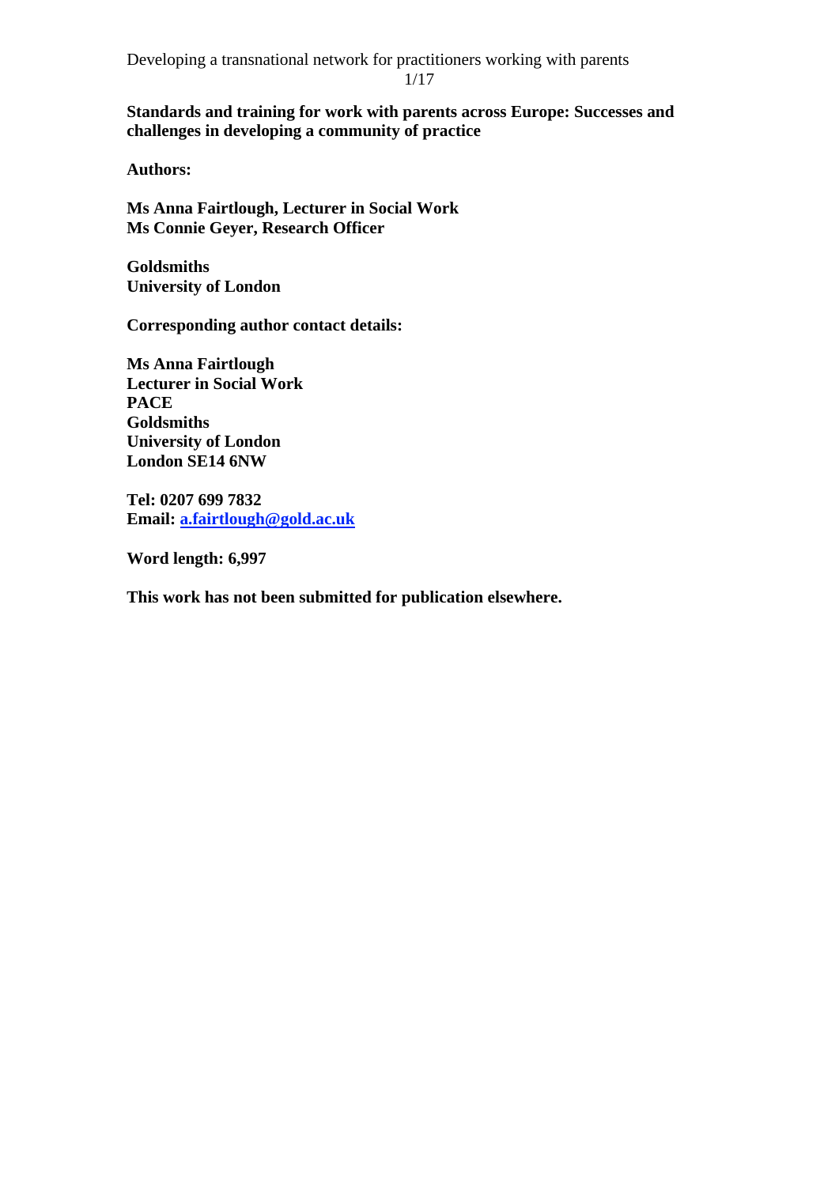**Standards and training for work with parents across Europe: Successes and challenges in developing a community of practice**

**Authors:**

**Ms Anna Fairtlough, Lecturer in Social Work**
**Ms Connie Geyer, Research Officer**

**Goldsmiths**
**University of London**

**Corresponding author contact details:**

**Ms Anna Fairtlough**
**Lecturer in Social Work**
**PACE**
**Goldsmiths**
**University of London**
**London SE14 6NW**

**Tel: 0207 699 7832**
**Email: a.fairtlough@gold.ac.uk**

**Word length: 6,997**

**This work has not been submitted for publication elsewhere.**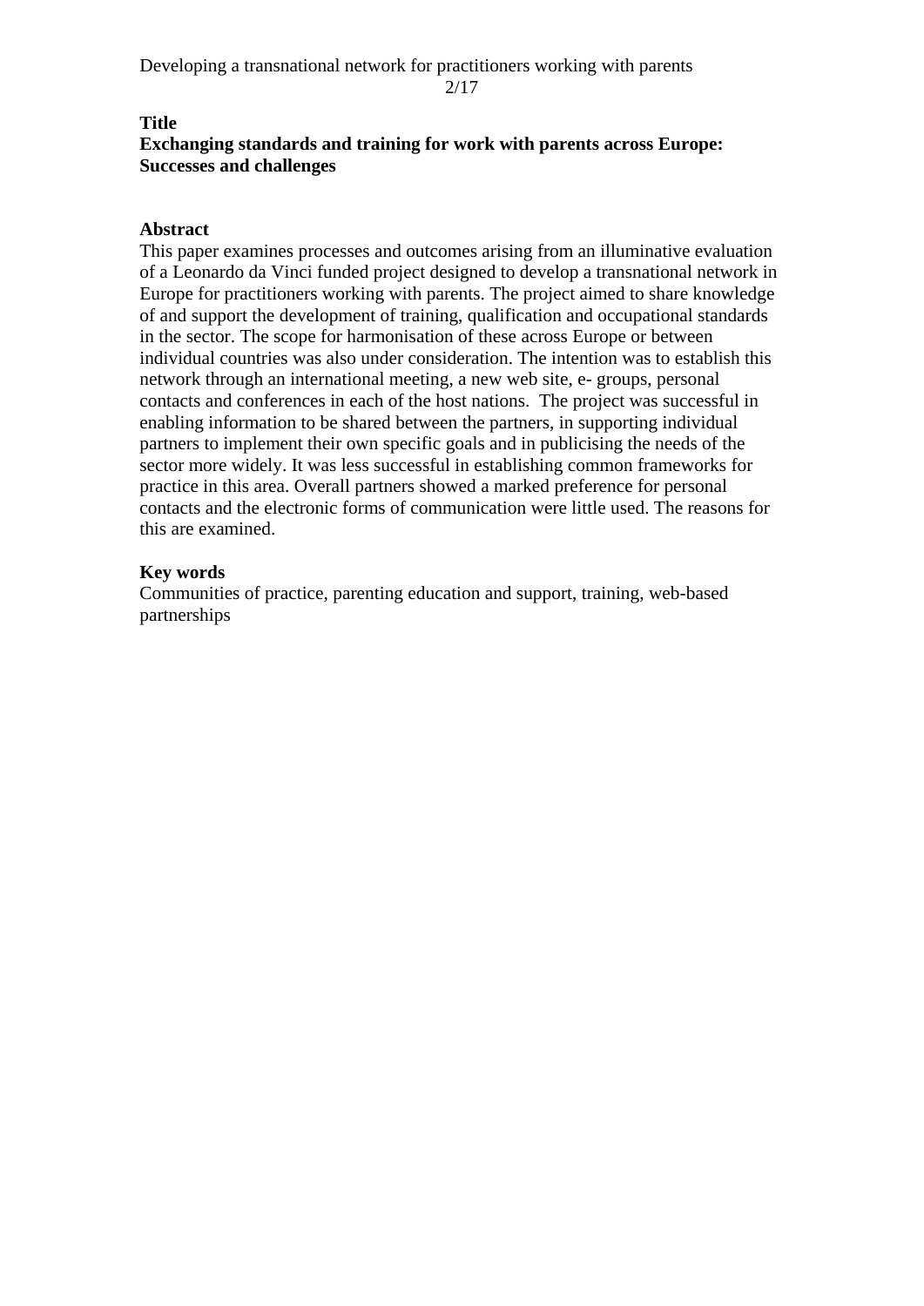## Title

**Exchanging standards and training for work with parents across Europe: Successes and challenges**

## Abstract

This paper examines processes and outcomes arising from an illuminative evaluation of a Leonardo da Vinci funded project designed to develop a transnational network in Europe for practitioners working with parents. The project aimed to share knowledge of and support the development of training, qualification and occupational standards in the sector. The scope for harmonisation of these across Europe or between individual countries was also under consideration. The intention was to establish this network through an international meeting, a new web site, e- groups, personal contacts and conferences in each of the host nations. The project was successful in enabling information to be shared between the partners, in supporting individual partners to implement their own specific goals and in publicising the needs of the sector more widely. It was less successful in establishing common frameworks for practice in this area. Overall partners showed a marked preference for personal contacts and the electronic forms of communication were little used. The reasons for this are examined.

## Key words

Communities of practice, parenting education and support, training, web-based partnerships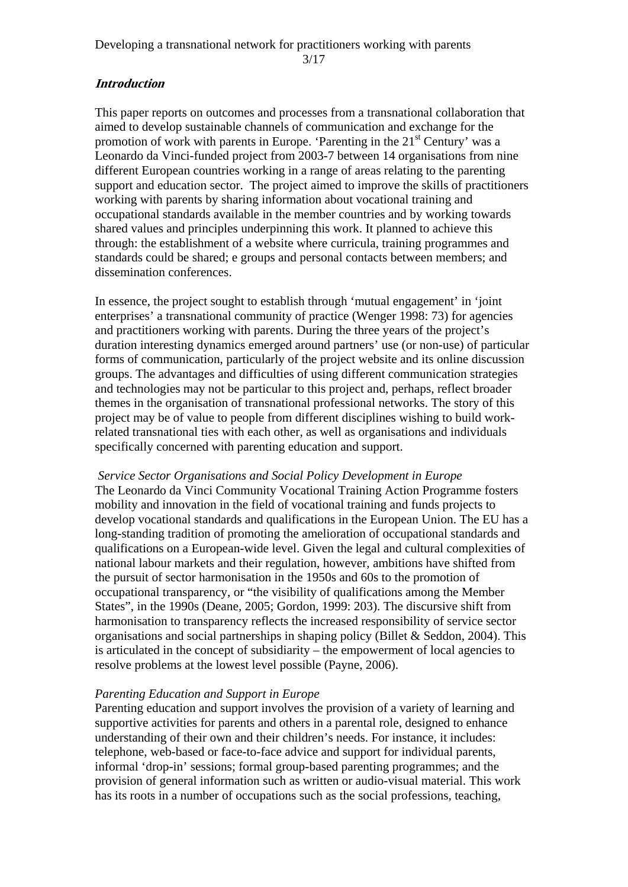## *Introduction*

This paper reports on outcomes and processes from a transnational collaboration that aimed to develop sustainable channels of communication and exchange for the promotion of work with parents in Europe. 'Parenting in the 21st Century' was a Leonardo da Vinci-funded project from 2003-7 between 14 organisations from nine different European countries working in a range of areas relating to the parenting support and education sector. The project aimed to improve the skills of practitioners working with parents by sharing information about vocational training and occupational standards available in the member countries and by working towards shared values and principles underpinning this work. It planned to achieve this through: the establishment of a website where curricula, training programmes and standards could be shared; e groups and personal contacts between members; and dissemination conferences.

In essence, the project sought to establish through 'mutual engagement' in 'joint enterprises' a transnational community of practice (Wenger 1998: 73) for agencies and practitioners working with parents. During the three years of the project's duration interesting dynamics emerged around partners' use (or non-use) of particular forms of communication, particularly of the project website and its online discussion groups. The advantages and difficulties of using different communication strategies and technologies may not be particular to this project and, perhaps, reflect broader themes in the organisation of transnational professional networks. The story of this project may be of value to people from different disciplines wishing to build work-related transnational ties with each other, as well as organisations and individuals specifically concerned with parenting education and support.

*Service Sector Organisations and Social Policy Development in Europe*

The Leonardo da Vinci Community Vocational Training Action Programme fosters mobility and innovation in the field of vocational training and funds projects to develop vocational standards and qualifications in the European Union. The EU has a long-standing tradition of promoting the amelioration of occupational standards and qualifications on a European-wide level. Given the legal and cultural complexities of national labour markets and their regulation, however, ambitions have shifted from the pursuit of sector harmonisation in the 1950s and 60s to the promotion of occupational transparency, or "the visibility of qualifications among the Member States", in the 1990s (Deane, 2005; Gordon, 1999: 203). The discursive shift from harmonisation to transparency reflects the increased responsibility of service sector organisations and social partnerships in shaping policy (Billet & Seddon, 2004). This is articulated in the concept of subsidiarity – the empowerment of local agencies to resolve problems at the lowest level possible (Payne, 2006).

*Parenting Education and Support in Europe*

Parenting education and support involves the provision of a variety of learning and supportive activities for parents and others in a parental role, designed to enhance understanding of their own and their children's needs. For instance, it includes: telephone, web-based or face-to-face advice and support for individual parents, informal 'drop-in' sessions; formal group-based parenting programmes; and the provision of general information such as written or audio-visual material. This work has its roots in a number of occupations such as the social professions, teaching,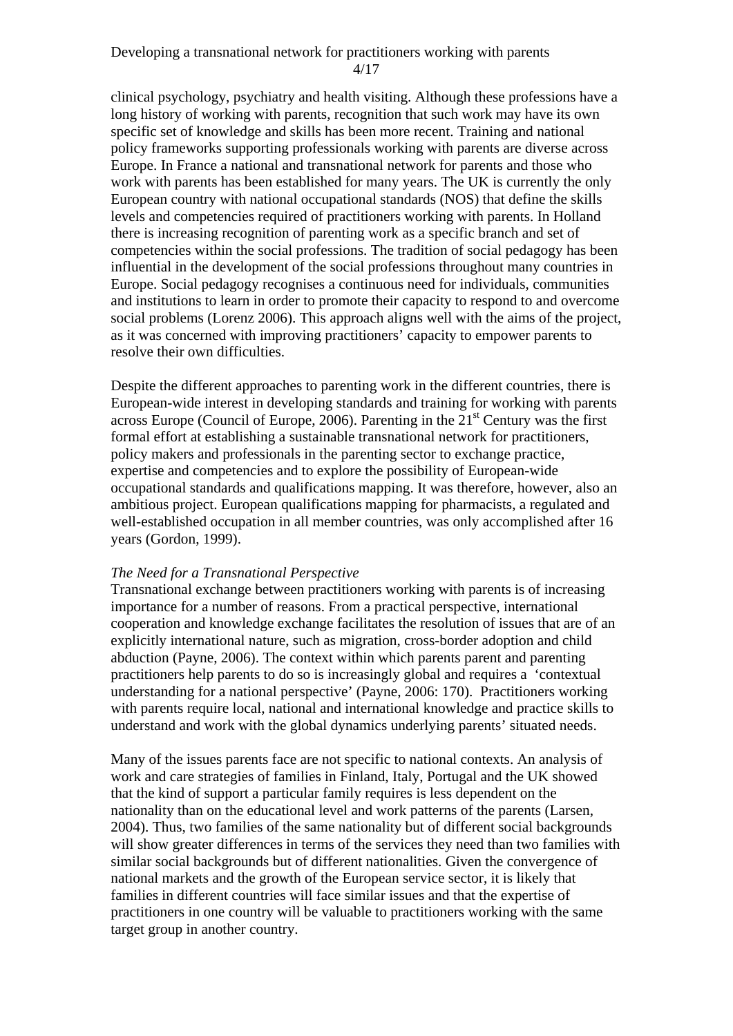clinical psychology, psychiatry and health visiting. Although these professions have a long history of working with parents, recognition that such work may have its own specific set of knowledge and skills has been more recent. Training and national policy frameworks supporting professionals working with parents are diverse across Europe. In France a national and transnational network for parents and those who work with parents has been established for many years. The UK is currently the only European country with national occupational standards (NOS) that define the skills levels and competencies required of practitioners working with parents. In Holland there is increasing recognition of parenting work as a specific branch and set of competencies within the social professions. The tradition of social pedagogy has been influential in the development of the social professions throughout many countries in Europe. Social pedagogy recognises a continuous need for individuals, communities and institutions to learn in order to promote their capacity to respond to and overcome social problems (Lorenz 2006). This approach aligns well with the aims of the project, as it was concerned with improving practitioners' capacity to empower parents to resolve their own difficulties.

Despite the different approaches to parenting work in the different countries, there is European-wide interest in developing standards and training for working with parents across Europe (Council of Europe, 2006). Parenting in the 21st Century was the first formal effort at establishing a sustainable transnational network for practitioners, policy makers and professionals in the parenting sector to exchange practice, expertise and competencies and to explore the possibility of European-wide occupational standards and qualifications mapping. It was therefore, however, also an ambitious project. European qualifications mapping for pharmacists, a regulated and well-established occupation in all member countries, was only accomplished after 16 years (Gordon, 1999).

*The Need for a Transnational Perspective*

Transnational exchange between practitioners working with parents is of increasing importance for a number of reasons. From a practical perspective, international cooperation and knowledge exchange facilitates the resolution of issues that are of an explicitly international nature, such as migration, cross-border adoption and child abduction (Payne, 2006). The context within which parents parent and parenting practitioners help parents to do so is increasingly global and requires a 'contextual understanding for a national perspective' (Payne, 2006: 170). Practitioners working with parents require local, national and international knowledge and practice skills to understand and work with the global dynamics underlying parents' situated needs.

Many of the issues parents face are not specific to national contexts. An analysis of work and care strategies of families in Finland, Italy, Portugal and the UK showed that the kind of support a particular family requires is less dependent on the nationality than on the educational level and work patterns of the parents (Larsen, 2004). Thus, two families of the same nationality but of different social backgrounds will show greater differences in terms of the services they need than two families with similar social backgrounds but of different nationalities. Given the convergence of national markets and the growth of the European service sector, it is likely that families in different countries will face similar issues and that the expertise of practitioners in one country will be valuable to practitioners working with the same target group in another country.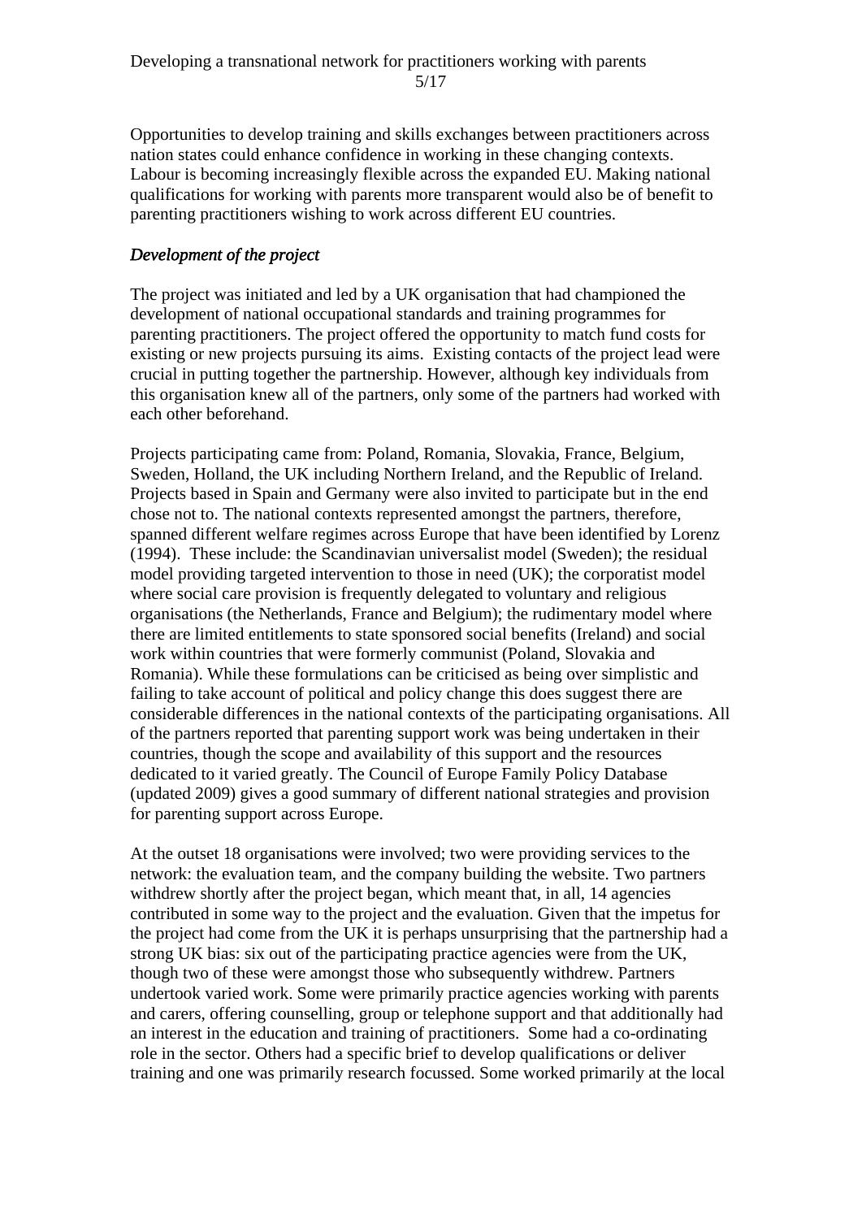Opportunities to develop training and skills exchanges between practitioners across nation states could enhance confidence in working in these changing contexts. Labour is becoming increasingly flexible across the expanded EU. Making national qualifications for working with parents more transparent would also be of benefit to parenting practitioners wishing to work across different EU countries.

*Development of the project*

The project was initiated and led by a UK organisation that had championed the development of national occupational standards and training programmes for parenting practitioners. The project offered the opportunity to match fund costs for existing or new projects pursuing its aims. Existing contacts of the project lead were crucial in putting together the partnership. However, although key individuals from this organisation knew all of the partners, only some of the partners had worked with each other beforehand.

Projects participating came from: Poland, Romania, Slovakia, France, Belgium, Sweden, Holland, the UK including Northern Ireland, and the Republic of Ireland. Projects based in Spain and Germany were also invited to participate but in the end chose not to. The national contexts represented amongst the partners, therefore, spanned different welfare regimes across Europe that have been identified by Lorenz (1994). These include: the Scandinavian universalist model (Sweden); the residual model providing targeted intervention to those in need (UK); the corporatist model where social care provision is frequently delegated to voluntary and religious organisations (the Netherlands, France and Belgium); the rudimentary model where there are limited entitlements to state sponsored social benefits (Ireland) and social work within countries that were formerly communist (Poland, Slovakia and Romania). While these formulations can be criticised as being over simplistic and failing to take account of political and policy change this does suggest there are considerable differences in the national contexts of the participating organisations. All of the partners reported that parenting support work was being undertaken in their countries, though the scope and availability of this support and the resources dedicated to it varied greatly. The Council of Europe Family Policy Database (updated 2009) gives a good summary of different national strategies and provision for parenting support across Europe.

At the outset 18 organisations were involved; two were providing services to the network: the evaluation team, and the company building the website. Two partners withdrew shortly after the project began, which meant that, in all, 14 agencies contributed in some way to the project and the evaluation. Given that the impetus for the project had come from the UK it is perhaps unsurprising that the partnership had a strong UK bias: six out of the participating practice agencies were from the UK, though two of these were amongst those who subsequently withdrew. Partners undertook varied work. Some were primarily practice agencies working with parents and carers, offering counselling, group or telephone support and that additionally had an interest in the education and training of practitioners. Some had a co-ordinating role in the sector. Others had a specific brief to develop qualifications or deliver training and one was primarily research focussed. Some worked primarily at the local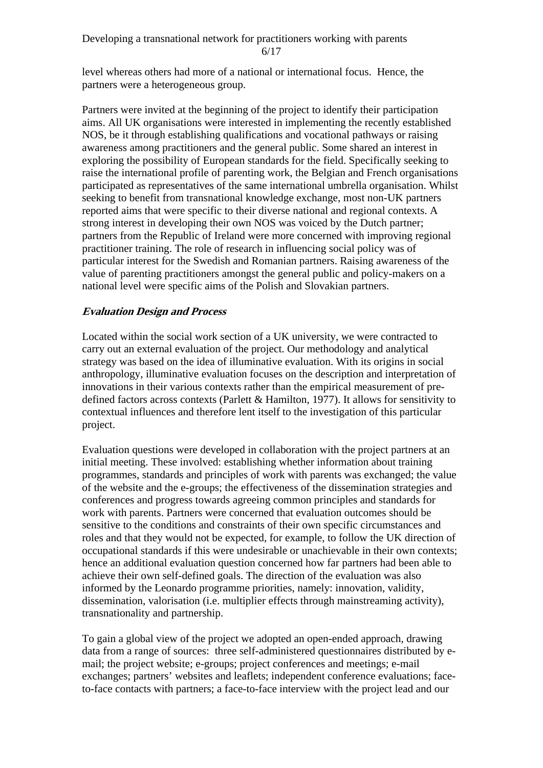level whereas others had more of a national or international focus. Hence, the partners were a heterogeneous group.

Partners were invited at the beginning of the project to identify their participation aims. All UK organisations were interested in implementing the recently established NOS, be it through establishing qualifications and vocational pathways or raising awareness among practitioners and the general public. Some shared an interest in exploring the possibility of European standards for the field. Specifically seeking to raise the international profile of parenting work, the Belgian and French organisations participated as representatives of the same international umbrella organisation. Whilst seeking to benefit from transnational knowledge exchange, most non-UK partners reported aims that were specific to their diverse national and regional contexts. A strong interest in developing their own NOS was voiced by the Dutch partner; partners from the Republic of Ireland were more concerned with improving regional practitioner training. The role of research in influencing social policy was of particular interest for the Swedish and Romanian partners. Raising awareness of the value of parenting practitioners amongst the general public and policy-makers on a national level were specific aims of the Polish and Slovakian partners.

### *Evaluation Design and Process*

Located within the social work section of a UK university, we were contracted to carry out an external evaluation of the project. Our methodology and analytical strategy was based on the idea of illuminative evaluation. With its origins in social anthropology, illuminative evaluation focuses on the description and interpretation of innovations in their various contexts rather than the empirical measurement of pre-defined factors across contexts (Parlett & Hamilton, 1977). It allows for sensitivity to contextual influences and therefore lent itself to the investigation of this particular project.

Evaluation questions were developed in collaboration with the project partners at an initial meeting. These involved: establishing whether information about training programmes, standards and principles of work with parents was exchanged; the value of the website and the e-groups; the effectiveness of the dissemination strategies and conferences and progress towards agreeing common principles and standards for work with parents. Partners were concerned that evaluation outcomes should be sensitive to the conditions and constraints of their own specific circumstances and roles and that they would not be expected, for example, to follow the UK direction of occupational standards if this were undesirable or unachievable in their own contexts; hence an additional evaluation question concerned how far partners had been able to achieve their own self-defined goals. The direction of the evaluation was also informed by the Leonardo programme priorities, namely: innovation, validity, dissemination, valorisation (i.e. multiplier effects through mainstreaming activity), transnationality and partnership.

To gain a global view of the project we adopted an open-ended approach, drawing data from a range of sources: three self-administered questionnaires distributed by e-mail; the project website; e-groups; project conferences and meetings; e-mail exchanges; partners' websites and leaflets; independent conference evaluations; face-to-face contacts with partners; a face-to-face interview with the project lead and our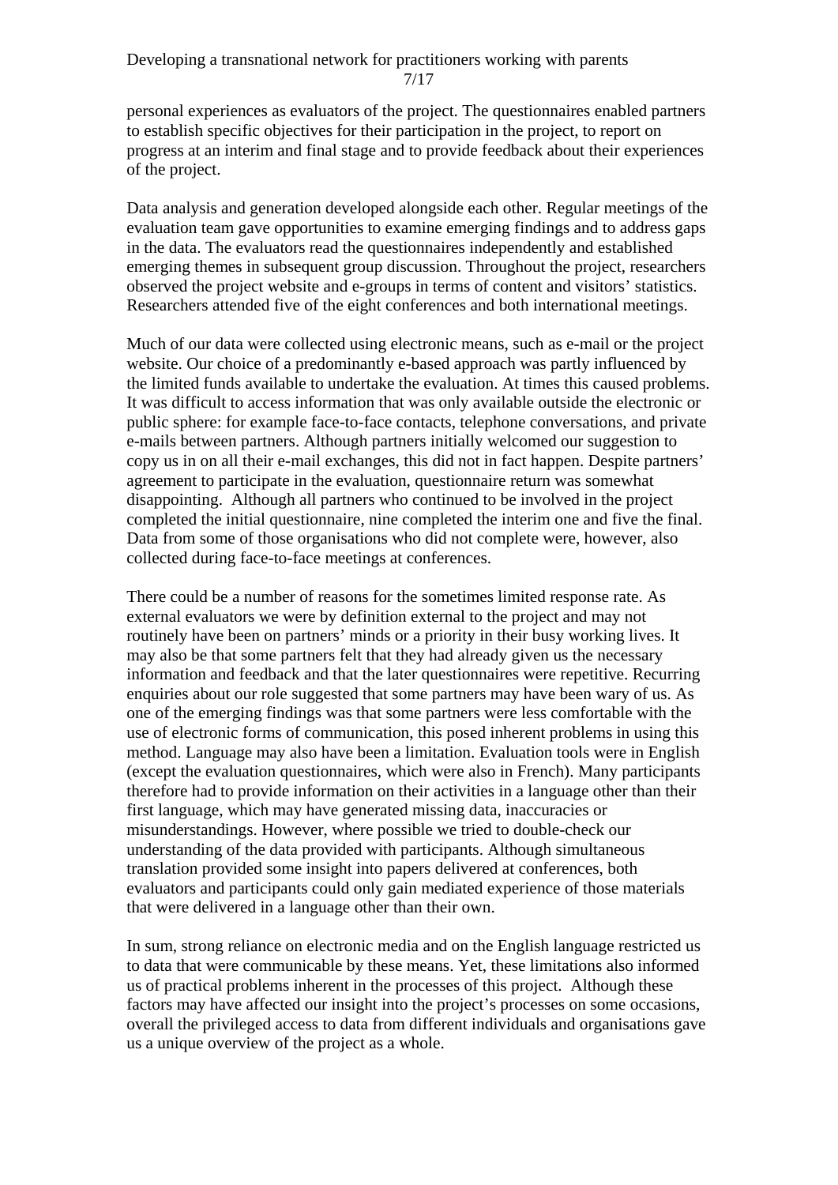personal experiences as evaluators of the project. The questionnaires enabled partners to establish specific objectives for their participation in the project, to report on progress at an interim and final stage and to provide feedback about their experiences of the project.

Data analysis and generation developed alongside each other. Regular meetings of the evaluation team gave opportunities to examine emerging findings and to address gaps in the data. The evaluators read the questionnaires independently and established emerging themes in subsequent group discussion. Throughout the project, researchers observed the project website and e-groups in terms of content and visitors' statistics. Researchers attended five of the eight conferences and both international meetings.

Much of our data were collected using electronic means, such as e-mail or the project website. Our choice of a predominantly e-based approach was partly influenced by the limited funds available to undertake the evaluation. At times this caused problems. It was difficult to access information that was only available outside the electronic or public sphere: for example face-to-face contacts, telephone conversations, and private e-mails between partners. Although partners initially welcomed our suggestion to copy us in on all their e-mail exchanges, this did not in fact happen. Despite partners' agreement to participate in the evaluation, questionnaire return was somewhat disappointing. Although all partners who continued to be involved in the project completed the initial questionnaire, nine completed the interim one and five the final. Data from some of those organisations who did not complete were, however, also collected during face-to-face meetings at conferences.

There could be a number of reasons for the sometimes limited response rate. As external evaluators we were by definition external to the project and may not routinely have been on partners' minds or a priority in their busy working lives. It may also be that some partners felt that they had already given us the necessary information and feedback and that the later questionnaires were repetitive. Recurring enquiries about our role suggested that some partners may have been wary of us. As one of the emerging findings was that some partners were less comfortable with the use of electronic forms of communication, this posed inherent problems in using this method. Language may also have been a limitation. Evaluation tools were in English (except the evaluation questionnaires, which were also in French). Many participants therefore had to provide information on their activities in a language other than their first language, which may have generated missing data, inaccuracies or misunderstandings. However, where possible we tried to double-check our understanding of the data provided with participants. Although simultaneous translation provided some insight into papers delivered at conferences, both evaluators and participants could only gain mediated experience of those materials that were delivered in a language other than their own.

In sum, strong reliance on electronic media and on the English language restricted us to data that were communicable by these means. Yet, these limitations also informed us of practical problems inherent in the processes of this project. Although these factors may have affected our insight into the project's processes on some occasions, overall the privileged access to data from different individuals and organisations gave us a unique overview of the project as a whole.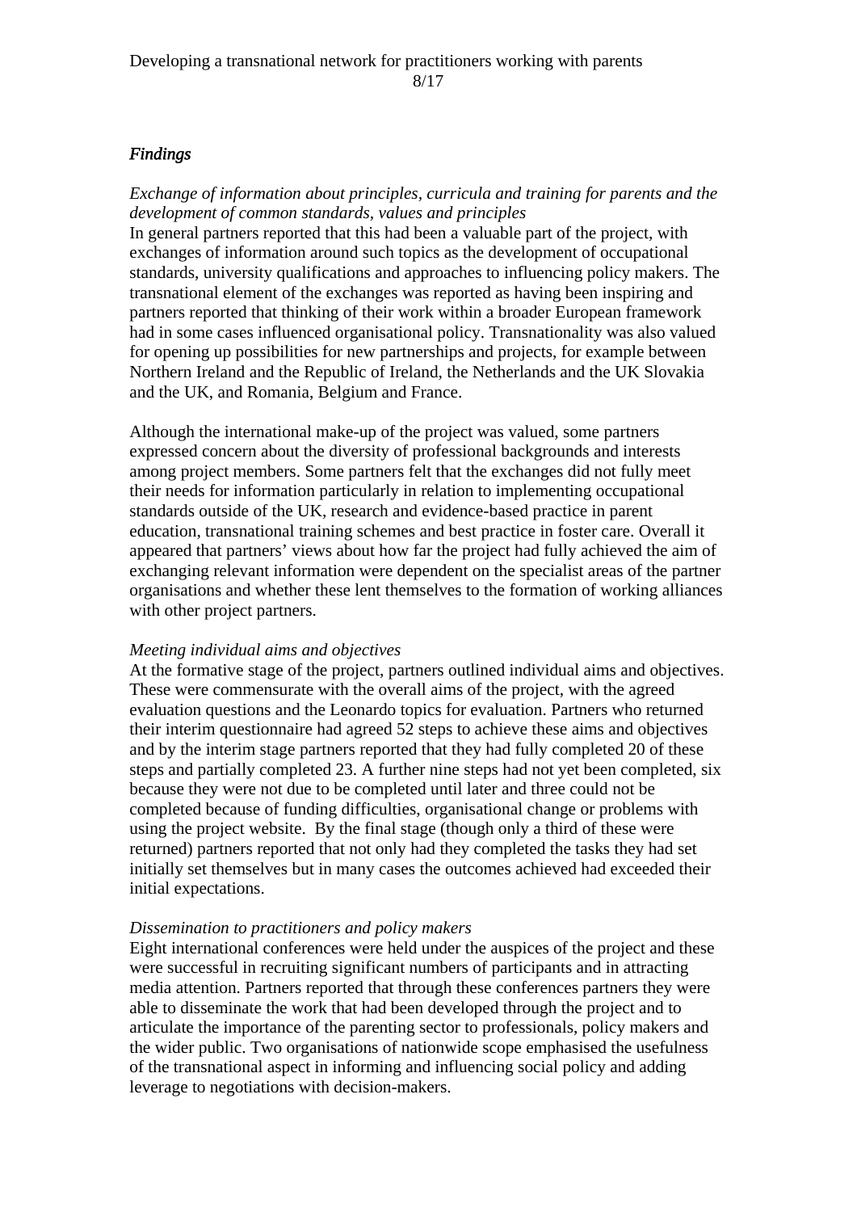*Findings*

*Exchange of information about principles, curricula and training for parents and the development of common standards, values and principles*

In general partners reported that this had been a valuable part of the project, with exchanges of information around such topics as the development of occupational standards, university qualifications and approaches to influencing policy makers. The transnational element of the exchanges was reported as having been inspiring and partners reported that thinking of their work within a broader European framework had in some cases influenced organisational policy. Transnationality was also valued for opening up possibilities for new partnerships and projects, for example between Northern Ireland and the Republic of Ireland, the Netherlands and the UK Slovakia and the UK, and Romania, Belgium and France.

Although the international make-up of the project was valued, some partners expressed concern about the diversity of professional backgrounds and interests among project members. Some partners felt that the exchanges did not fully meet their needs for information particularly in relation to implementing occupational standards outside of the UK, research and evidence-based practice in parent education, transnational training schemes and best practice in foster care. Overall it appeared that partners' views about how far the project had fully achieved the aim of exchanging relevant information were dependent on the specialist areas of the partner organisations and whether these lent themselves to the formation of working alliances with other project partners.

*Meeting individual aims and objectives*

At the formative stage of the project, partners outlined individual aims and objectives. These were commensurate with the overall aims of the project, with the agreed evaluation questions and the Leonardo topics for evaluation. Partners who returned their interim questionnaire had agreed 52 steps to achieve these aims and objectives and by the interim stage partners reported that they had fully completed 20 of these steps and partially completed 23. A further nine steps had not yet been completed, six because they were not due to be completed until later and three could not be completed because of funding difficulties, organisational change or problems with using the project website. By the final stage (though only a third of these were returned) partners reported that not only had they completed the tasks they had set initially set themselves but in many cases the outcomes achieved had exceeded their initial expectations.

*Dissemination to practitioners and policy makers*

Eight international conferences were held under the auspices of the project and these were successful in recruiting significant numbers of participants and in attracting media attention. Partners reported that through these conferences partners they were able to disseminate the work that had been developed through the project and to articulate the importance of the parenting sector to professionals, policy makers and the wider public. Two organisations of nationwide scope emphasised the usefulness of the transnational aspect in informing and influencing social policy and adding leverage to negotiations with decision-makers.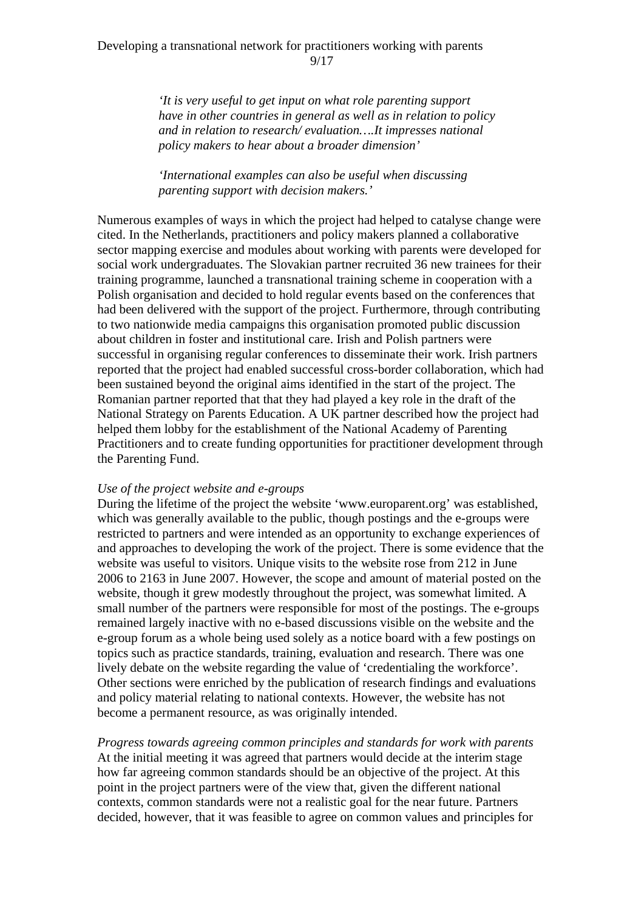> *'It is very useful to get input on what role parenting support have in other countries in general as well as in relation to policy and in relation to research/ evaluation….It impresses national policy makers to hear about a broader dimension'*
>
> *'International examples can also be useful when discussing parenting support with decision makers.'*

Numerous examples of ways in which the project had helped to catalyse change were cited. In the Netherlands, practitioners and policy makers planned a collaborative sector mapping exercise and modules about working with parents were developed for social work undergraduates. The Slovakian partner recruited 36 new trainees for their training programme, launched a transnational training scheme in cooperation with a Polish organisation and decided to hold regular events based on the conferences that had been delivered with the support of the project. Furthermore, through contributing to two nationwide media campaigns this organisation promoted public discussion about children in foster and institutional care. Irish and Polish partners were successful in organising regular conferences to disseminate their work. Irish partners reported that the project had enabled successful cross-border collaboration, which had been sustained beyond the original aims identified in the start of the project. The Romanian partner reported that that they had played a key role in the draft of the National Strategy on Parents Education. A UK partner described how the project had helped them lobby for the establishment of the National Academy of Parenting Practitioners and to create funding opportunities for practitioner development through the Parenting Fund.

*Use of the project website and e-groups*

During the lifetime of the project the website 'www.europarent.org' was established, which was generally available to the public, though postings and the e-groups were restricted to partners and were intended as an opportunity to exchange experiences of and approaches to developing the work of the project. There is some evidence that the website was useful to visitors. Unique visits to the website rose from 212 in June 2006 to 2163 in June 2007. However, the scope and amount of material posted on the website, though it grew modestly throughout the project, was somewhat limited. A small number of the partners were responsible for most of the postings. The e-groups remained largely inactive with no e-based discussions visible on the website and the e-group forum as a whole being used solely as a notice board with a few postings on topics such as practice standards, training, evaluation and research. There was one lively debate on the website regarding the value of 'credentialing the workforce'. Other sections were enriched by the publication of research findings and evaluations and policy material relating to national contexts. However, the website has not become a permanent resource, as was originally intended.

*Progress towards agreeing common principles and standards for work with parents*

At the initial meeting it was agreed that partners would decide at the interim stage how far agreeing common standards should be an objective of the project. At this point in the project partners were of the view that, given the different national contexts, common standards were not a realistic goal for the near future. Partners decided, however, that it was feasible to agree on common values and principles for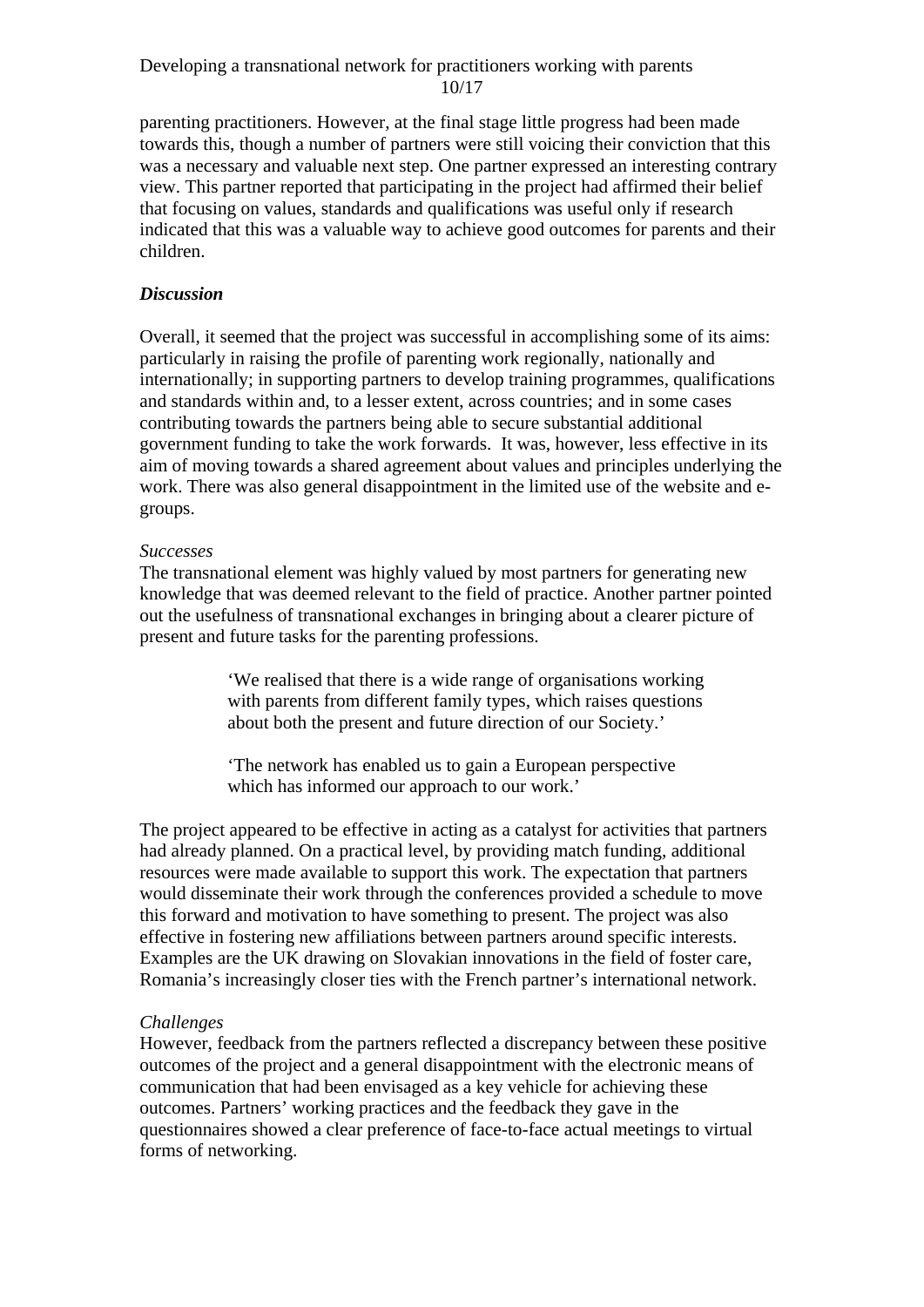parenting practitioners. However, at the final stage little progress had been made towards this, though a number of partners were still voicing their conviction that this was a necessary and valuable next step. One partner expressed an interesting contrary view. This partner reported that participating in the project had affirmed their belief that focusing on values, standards and qualifications was useful only if research indicated that this was a valuable way to achieve good outcomes for parents and their children.

## *Discussion*

Overall, it seemed that the project was successful in accomplishing some of its aims: particularly in raising the profile of parenting work regionally, nationally and internationally; in supporting partners to develop training programmes, qualifications and standards within and, to a lesser extent, across countries; and in some cases contributing towards the partners being able to secure substantial additional government funding to take the work forwards. It was, however, less effective in its aim of moving towards a shared agreement about values and principles underlying the work. There was also general disappointment in the limited use of the website and e-groups.

### *Successes*

The transnational element was highly valued by most partners for generating new knowledge that was deemed relevant to the field of practice. Another partner pointed out the usefulness of transnational exchanges in bringing about a clearer picture of present and future tasks for the parenting professions.

> 'We realised that there is a wide range of organisations working with parents from different family types, which raises questions about both the present and future direction of our Society.'
>
> 'The network has enabled us to gain a European perspective which has informed our approach to our work.'

The project appeared to be effective in acting as a catalyst for activities that partners had already planned. On a practical level, by providing match funding, additional resources were made available to support this work. The expectation that partners would disseminate their work through the conferences provided a schedule to move this forward and motivation to have something to present. The project was also effective in fostering new affiliations between partners around specific interests. Examples are the UK drawing on Slovakian innovations in the field of foster care, Romania's increasingly closer ties with the French partner's international network.

### *Challenges*

However, feedback from the partners reflected a discrepancy between these positive outcomes of the project and a general disappointment with the electronic means of communication that had been envisaged as a key vehicle for achieving these outcomes. Partners' working practices and the feedback they gave in the questionnaires showed a clear preference of face-to-face actual meetings to virtual forms of networking.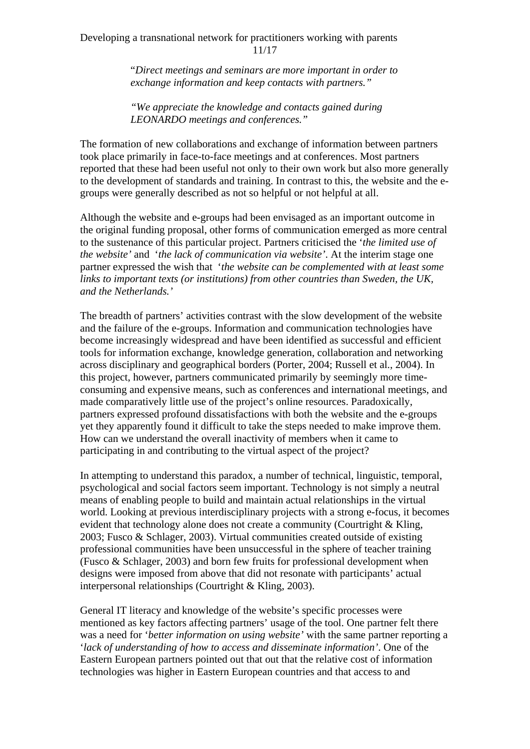> "*Direct meetings and seminars are more important in order to exchange information and keep contacts with partners.*"
>
> *"We appreciate the knowledge and contacts gained during LEONARDO meetings and conferences."*

The formation of new collaborations and exchange of information between partners took place primarily in face-to-face meetings and at conferences. Most partners reported that these had been useful not only to their own work but also more generally to the development of standards and training. In contrast to this, the website and the e-groups were generally described as not so helpful or not helpful at all.

Although the website and e-groups had been envisaged as an important outcome in the original funding proposal, other forms of communication emerged as more central to the sustenance of this particular project. Partners criticised the '*the limited use of the website'* and '*the lack of communication via website'*. At the interim stage one partner expressed the wish that '*the website can be complemented with at least some links to important texts (or institutions) from other countries than Sweden, the UK, and the Netherlands.'*

The breadth of partners' activities contrast with the slow development of the website and the failure of the e-groups. Information and communication technologies have become increasingly widespread and have been identified as successful and efficient tools for information exchange, knowledge generation, collaboration and networking across disciplinary and geographical borders (Porter, 2004; Russell et al., 2004). In this project, however, partners communicated primarily by seemingly more time-consuming and expensive means, such as conferences and international meetings, and made comparatively little use of the project's online resources. Paradoxically, partners expressed profound dissatisfactions with both the website and the e-groups yet they apparently found it difficult to take the steps needed to make improve them. How can we understand the overall inactivity of members when it came to participating in and contributing to the virtual aspect of the project?

In attempting to understand this paradox, a number of technical, linguistic, temporal, psychological and social factors seem important. Technology is not simply a neutral means of enabling people to build and maintain actual relationships in the virtual world. Looking at previous interdisciplinary projects with a strong e-focus, it becomes evident that technology alone does not create a community (Courtright & Kling, 2003; Fusco & Schlager, 2003). Virtual communities created outside of existing professional communities have been unsuccessful in the sphere of teacher training (Fusco & Schlager, 2003) and born few fruits for professional development when designs were imposed from above that did not resonate with participants' actual interpersonal relationships (Courtright & Kling, 2003).

General IT literacy and knowledge of the website's specific processes were mentioned as key factors affecting partners' usage of the tool. One partner felt there was a need for '*better information on using website'* with the same partner reporting a '*lack of understanding of how to access and disseminate information'*. One of the Eastern European partners pointed out that out that the relative cost of information technologies was higher in Eastern European countries and that access to and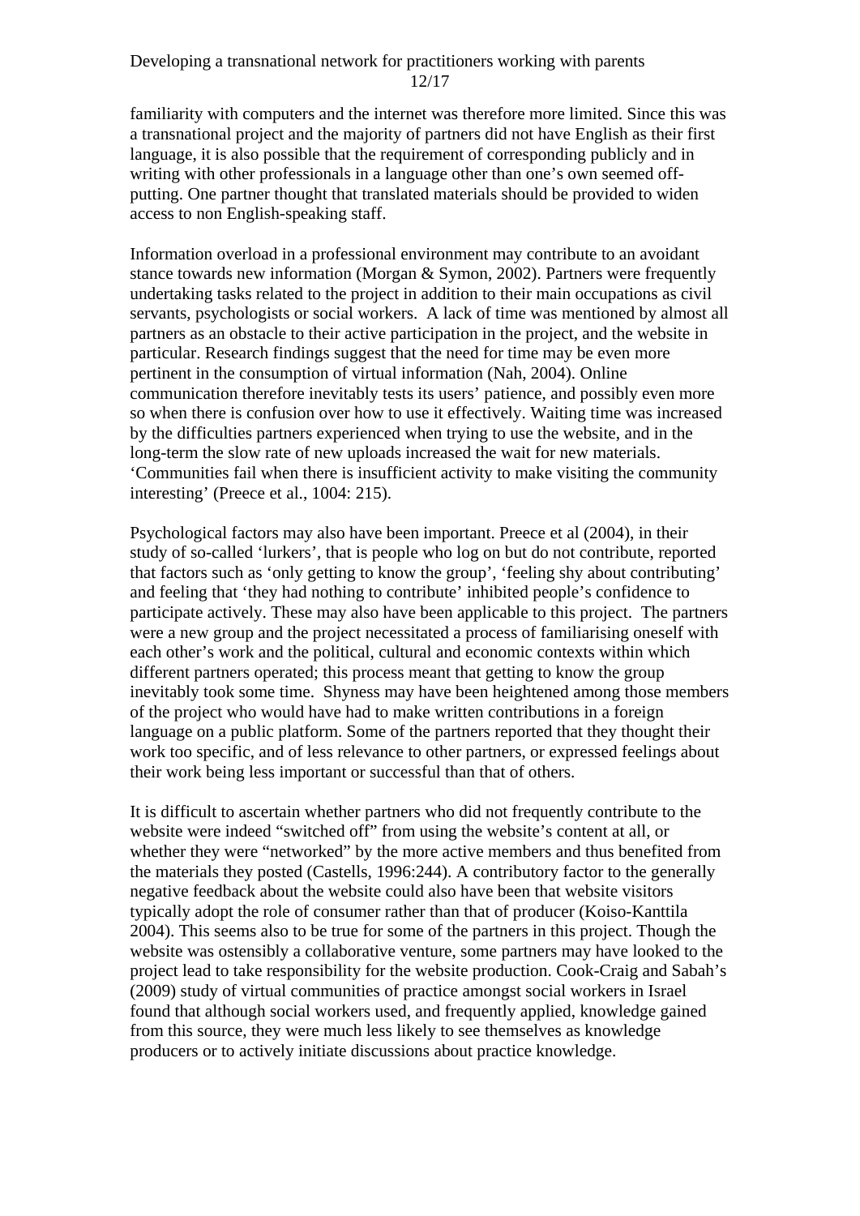familiarity with computers and the internet was therefore more limited. Since this was a transnational project and the majority of partners did not have English as their first language, it is also possible that the requirement of corresponding publicly and in writing with other professionals in a language other than one's own seemed off-putting. One partner thought that translated materials should be provided to widen access to non English-speaking staff.

Information overload in a professional environment may contribute to an avoidant stance towards new information (Morgan & Symon, 2002). Partners were frequently undertaking tasks related to the project in addition to their main occupations as civil servants, psychologists or social workers. A lack of time was mentioned by almost all partners as an obstacle to their active participation in the project, and the website in particular. Research findings suggest that the need for time may be even more pertinent in the consumption of virtual information (Nah, 2004). Online communication therefore inevitably tests its users' patience, and possibly even more so when there is confusion over how to use it effectively. Waiting time was increased by the difficulties partners experienced when trying to use the website, and in the long-term the slow rate of new uploads increased the wait for new materials. 'Communities fail when there is insufficient activity to make visiting the community interesting' (Preece et al., 1004: 215).

Psychological factors may also have been important. Preece et al (2004), in their study of so-called 'lurkers', that is people who log on but do not contribute, reported that factors such as 'only getting to know the group', 'feeling shy about contributing' and feeling that 'they had nothing to contribute' inhibited people's confidence to participate actively. These may also have been applicable to this project. The partners were a new group and the project necessitated a process of familiarising oneself with each other's work and the political, cultural and economic contexts within which different partners operated; this process meant that getting to know the group inevitably took some time. Shyness may have been heightened among those members of the project who would have had to make written contributions in a foreign language on a public platform. Some of the partners reported that they thought their work too specific, and of less relevance to other partners, or expressed feelings about their work being less important or successful than that of others.

It is difficult to ascertain whether partners who did not frequently contribute to the website were indeed "switched off" from using the website's content at all, or whether they were "networked" by the more active members and thus benefited from the materials they posted (Castells, 1996:244). A contributory factor to the generally negative feedback about the website could also have been that website visitors typically adopt the role of consumer rather than that of producer (Koiso-Kanttila 2004). This seems also to be true for some of the partners in this project. Though the website was ostensibly a collaborative venture, some partners may have looked to the project lead to take responsibility for the website production. Cook-Craig and Sabah's (2009) study of virtual communities of practice amongst social workers in Israel found that although social workers used, and frequently applied, knowledge gained from this source, they were much less likely to see themselves as knowledge producers or to actively initiate discussions about practice knowledge.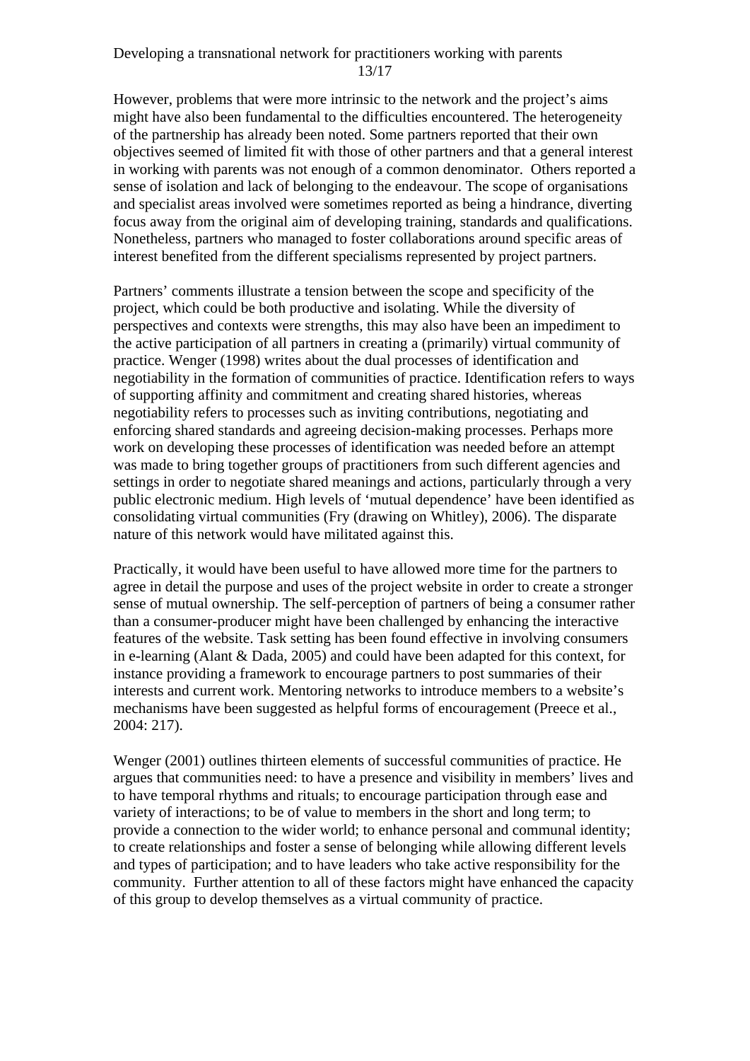However, problems that were more intrinsic to the network and the project's aims might have also been fundamental to the difficulties encountered. The heterogeneity of the partnership has already been noted. Some partners reported that their own objectives seemed of limited fit with those of other partners and that a general interest in working with parents was not enough of a common denominator. Others reported a sense of isolation and lack of belonging to the endeavour. The scope of organisations and specialist areas involved were sometimes reported as being a hindrance, diverting focus away from the original aim of developing training, standards and qualifications. Nonetheless, partners who managed to foster collaborations around specific areas of interest benefited from the different specialisms represented by project partners.

Partners' comments illustrate a tension between the scope and specificity of the project, which could be both productive and isolating. While the diversity of perspectives and contexts were strengths, this may also have been an impediment to the active participation of all partners in creating a (primarily) virtual community of practice. Wenger (1998) writes about the dual processes of identification and negotiability in the formation of communities of practice. Identification refers to ways of supporting affinity and commitment and creating shared histories, whereas negotiability refers to processes such as inviting contributions, negotiating and enforcing shared standards and agreeing decision-making processes. Perhaps more work on developing these processes of identification was needed before an attempt was made to bring together groups of practitioners from such different agencies and settings in order to negotiate shared meanings and actions, particularly through a very public electronic medium. High levels of 'mutual dependence' have been identified as consolidating virtual communities (Fry (drawing on Whitley), 2006). The disparate nature of this network would have militated against this.

Practically, it would have been useful to have allowed more time for the partners to agree in detail the purpose and uses of the project website in order to create a stronger sense of mutual ownership. The self-perception of partners of being a consumer rather than a consumer-producer might have been challenged by enhancing the interactive features of the website. Task setting has been found effective in involving consumers in e-learning (Alant & Dada, 2005) and could have been adapted for this context, for instance providing a framework to encourage partners to post summaries of their interests and current work. Mentoring networks to introduce members to a website's mechanisms have been suggested as helpful forms of encouragement (Preece et al., 2004: 217).

Wenger (2001) outlines thirteen elements of successful communities of practice. He argues that communities need: to have a presence and visibility in members' lives and to have temporal rhythms and rituals; to encourage participation through ease and variety of interactions; to be of value to members in the short and long term; to provide a connection to the wider world; to enhance personal and communal identity; to create relationships and foster a sense of belonging while allowing different levels and types of participation; and to have leaders who take active responsibility for the community. Further attention to all of these factors might have enhanced the capacity of this group to develop themselves as a virtual community of practice.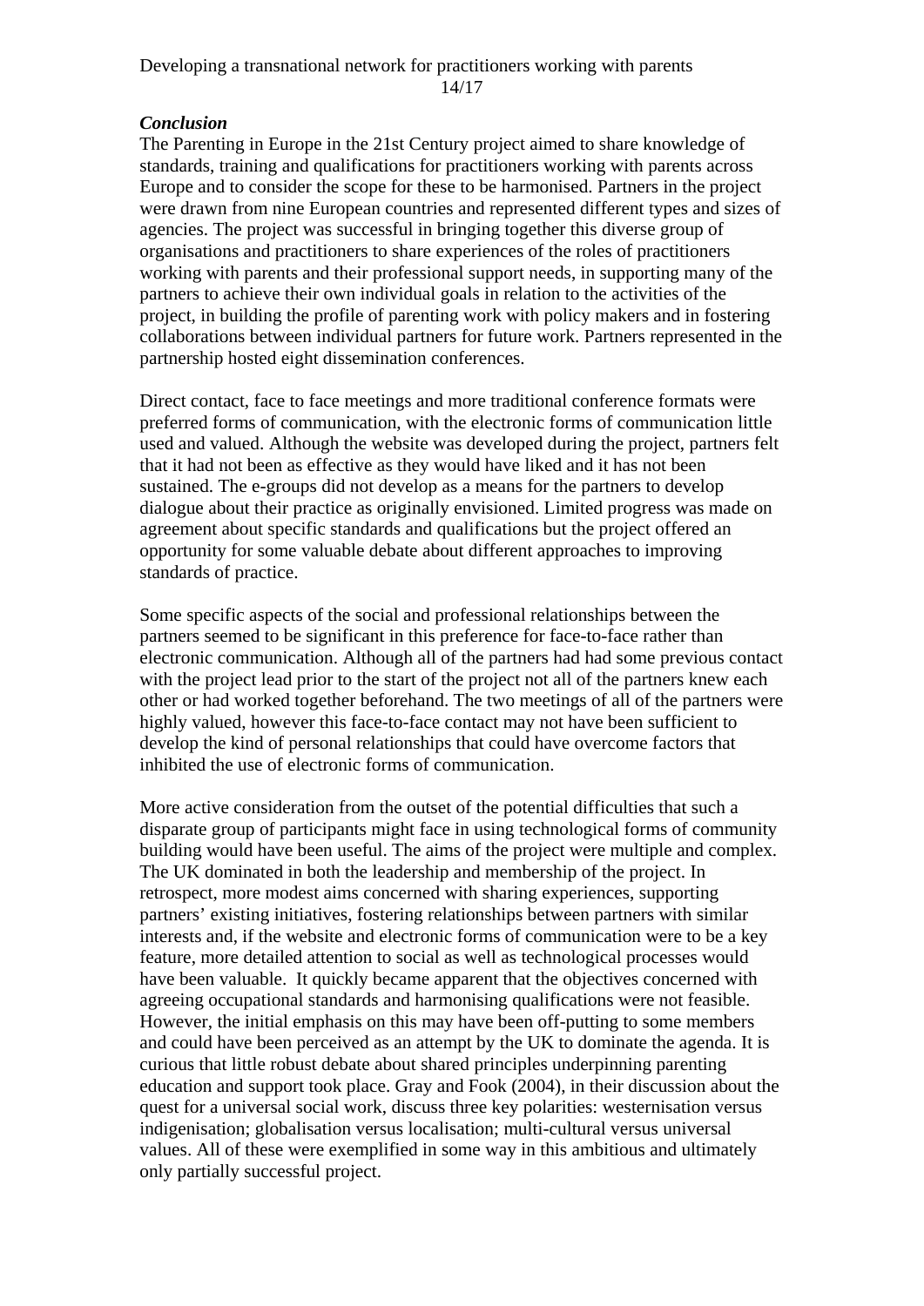***Conclusion***

The Parenting in Europe in the 21st Century project aimed to share knowledge of standards, training and qualifications for practitioners working with parents across Europe and to consider the scope for these to be harmonised. Partners in the project were drawn from nine European countries and represented different types and sizes of agencies. The project was successful in bringing together this diverse group of organisations and practitioners to share experiences of the roles of practitioners working with parents and their professional support needs, in supporting many of the partners to achieve their own individual goals in relation to the activities of the project, in building the profile of parenting work with policy makers and in fostering collaborations between individual partners for future work. Partners represented in the partnership hosted eight dissemination conferences.

Direct contact, face to face meetings and more traditional conference formats were preferred forms of communication, with the electronic forms of communication little used and valued. Although the website was developed during the project, partners felt that it had not been as effective as they would have liked and it has not been sustained. The e-groups did not develop as a means for the partners to develop dialogue about their practice as originally envisioned. Limited progress was made on agreement about specific standards and qualifications but the project offered an opportunity for some valuable debate about different approaches to improving standards of practice.

Some specific aspects of the social and professional relationships between the partners seemed to be significant in this preference for face-to-face rather than electronic communication. Although all of the partners had had some previous contact with the project lead prior to the start of the project not all of the partners knew each other or had worked together beforehand. The two meetings of all of the partners were highly valued, however this face-to-face contact may not have been sufficient to develop the kind of personal relationships that could have overcome factors that inhibited the use of electronic forms of communication.

More active consideration from the outset of the potential difficulties that such a disparate group of participants might face in using technological forms of community building would have been useful. The aims of the project were multiple and complex. The UK dominated in both the leadership and membership of the project. In retrospect, more modest aims concerned with sharing experiences, supporting partners' existing initiatives, fostering relationships between partners with similar interests and, if the website and electronic forms of communication were to be a key feature, more detailed attention to social as well as technological processes would have been valuable. It quickly became apparent that the objectives concerned with agreeing occupational standards and harmonising qualifications were not feasible. However, the initial emphasis on this may have been off-putting to some members and could have been perceived as an attempt by the UK to dominate the agenda. It is curious that little robust debate about shared principles underpinning parenting education and support took place. Gray and Fook (2004), in their discussion about the quest for a universal social work, discuss three key polarities: westernisation versus indigenisation; globalisation versus localisation; multi-cultural versus universal values. All of these were exemplified in some way in this ambitious and ultimately only partially successful project.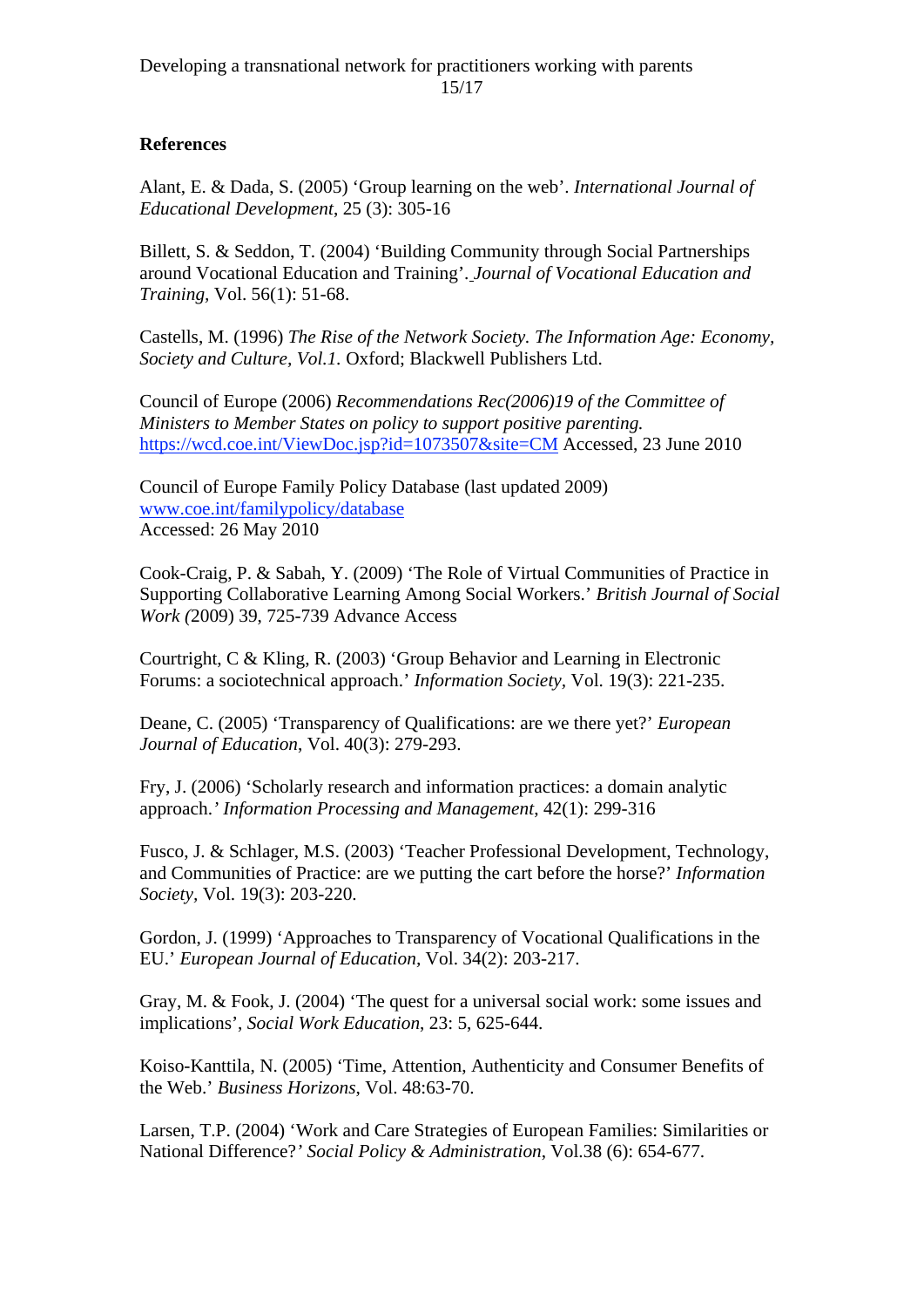## References

Alant, E. & Dada, S. (2005) 'Group learning on the web'. *International Journal of Educational Development*, 25 (3): 305-16

Billett, S. & Seddon, T. (2004) 'Building Community through Social Partnerships around Vocational Education and Training'. *Journal of Vocational Education and Training,* Vol. 56(1): 51-68.

Castells, M. (1996) *The Rise of the Network Society. The Information Age: Economy, Society and Culture, Vol.1.* Oxford; Blackwell Publishers Ltd.

Council of Europe (2006) *Recommendations Rec(2006)19 of the Committee of Ministers to Member States on policy to support positive parenting.* https://wcd.coe.int/ViewDoc.jsp?id=1073507&site=CM Accessed, 23 June 2010

Council of Europe Family Policy Database (last updated 2009) www.coe.int/familypolicy/database
Accessed: 26 May 2010

Cook-Craig, P. & Sabah, Y. (2009) 'The Role of Virtual Communities of Practice in Supporting Collaborative Learning Among Social Workers.' *British Journal of Social Work (*2009) 39, 725-739 Advance Access

Courtright, C & Kling, R. (2003) 'Group Behavior and Learning in Electronic Forums: a sociotechnical approach.' *Information Society,* Vol. 19(3): 221-235.

Deane, C. (2005) 'Transparency of Qualifications: are we there yet?' *European Journal of Education*, Vol. 40(3): 279-293.

Fry, J. (2006) 'Scholarly research and information practices: a domain analytic approach.' *Information Processing and Management,* 42(1): 299-316

Fusco, J. & Schlager, M.S. (2003) 'Teacher Professional Development, Technology, and Communities of Practice: are we putting the cart before the horse?' *Information Society,* Vol. 19(3): 203-220.

Gordon, J. (1999) 'Approaches to Transparency of Vocational Qualifications in the EU.' *European Journal of Education,* Vol. 34(2): 203-217.

Gray, M. & Fook, J. (2004) 'The quest for a universal social work: some issues and implications', *Social Work Education*, 23: 5, 625-644.

Koiso-Kanttila, N. (2005) 'Time, Attention, Authenticity and Consumer Benefits of the Web.' *Business Horizons*, Vol. 48:63-70.

Larsen, T.P. (2004) 'Work and Care Strategies of European Families: Similarities or National Difference?' *Social Policy & Administration,* Vol.38 (6): 654-677.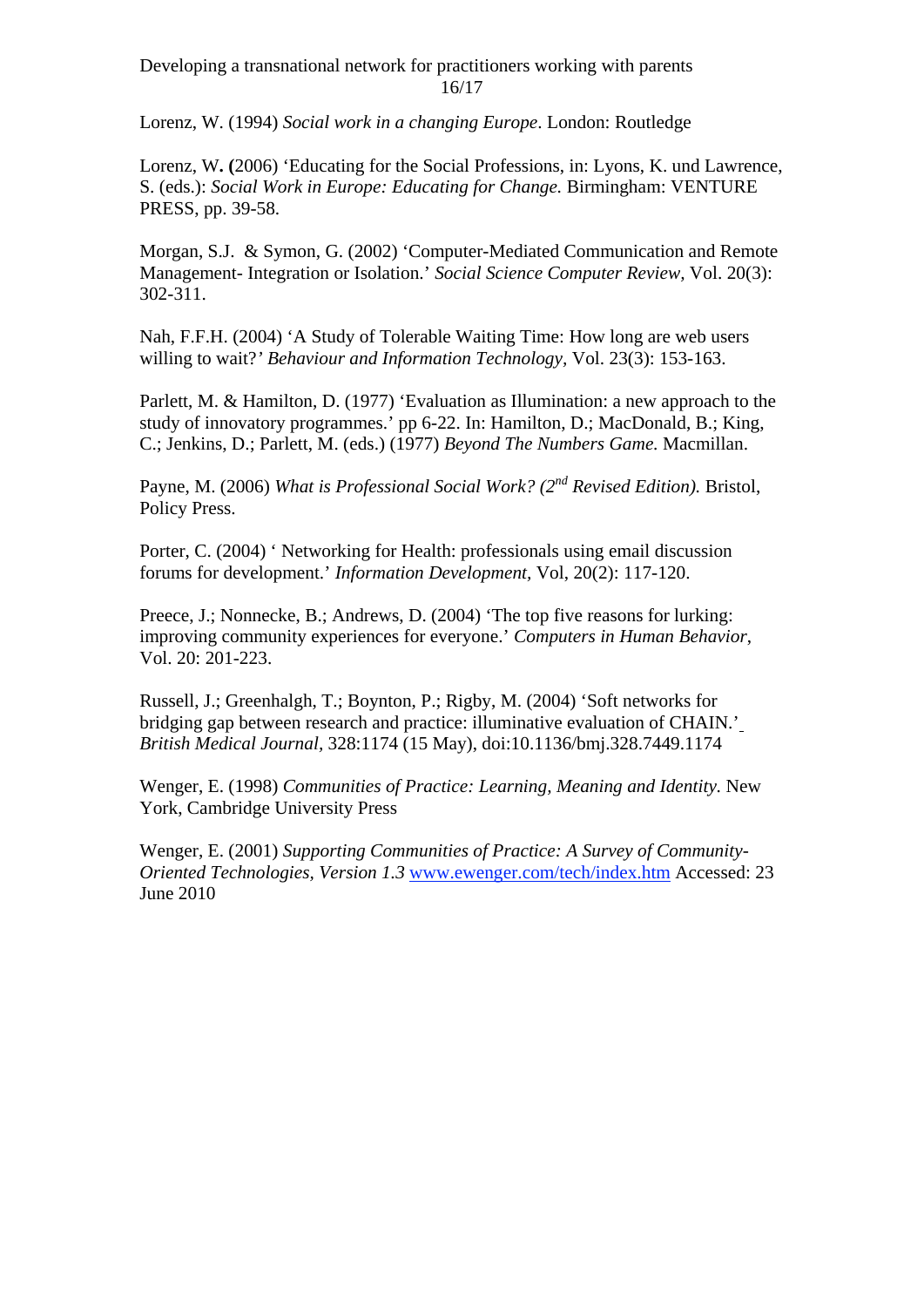Lorenz, W. (1994) *Social work in a changing Europe*. London: Routledge

Lorenz, W. **(**2006) 'Educating for the Social Professions, in: Lyons, K. und Lawrence, S. (eds.): *Social Work in Europe: Educating for Change.* Birmingham: VENTURE PRESS, pp. 39-58.

Morgan, S.J. & Symon, G. (2002) 'Computer-Mediated Communication and Remote Management- Integration or Isolation.' *Social Science Computer Review*, Vol. 20(3): 302-311.

Nah, F.F.H. (2004) 'A Study of Tolerable Waiting Time: How long are web users willing to wait?*' Behaviour and Information Technology*, Vol. 23(3): 153-163.

Parlett, M. & Hamilton, D. (1977) 'Evaluation as Illumination: a new approach to the study of innovatory programmes.' pp 6-22. In: Hamilton, D.; MacDonald, B.; King, C.; Jenkins, D.; Parlett, M. (eds.) (1977) *Beyond The Numbers Game.* Macmillan.

Payne, M. (2006) *What is Professional Social Work? (2nd Revised Edition).* Bristol, Policy Press.

Porter, C. (2004) ' Networking for Health: professionals using email discussion forums for development.' *Information Development,* Vol, 20(2): 117-120.

Preece, J.; Nonnecke, B.; Andrews, D. (2004) 'The top five reasons for lurking: improving community experiences for everyone.' *Computers in Human Behavior*, Vol. 20: 201-223.

Russell, J.; Greenhalgh, T.; Boynton, P.; Rigby, M. (2004) 'Soft networks for bridging gap between research and practice: illuminative evaluation of CHAIN.' *British Medical Journal,* 328:1174 (15 May), doi:10.1136/bmj.328.7449.1174

Wenger, E. (1998) *Communities of Practice: Learning, Meaning and Identity*. New York, Cambridge University Press

Wenger, E. (2001) *Supporting Communities of Practice: A Survey of Community-Oriented Technologies, Version 1.3* www.ewenger.com/tech/index.htm Accessed: 23 June 2010